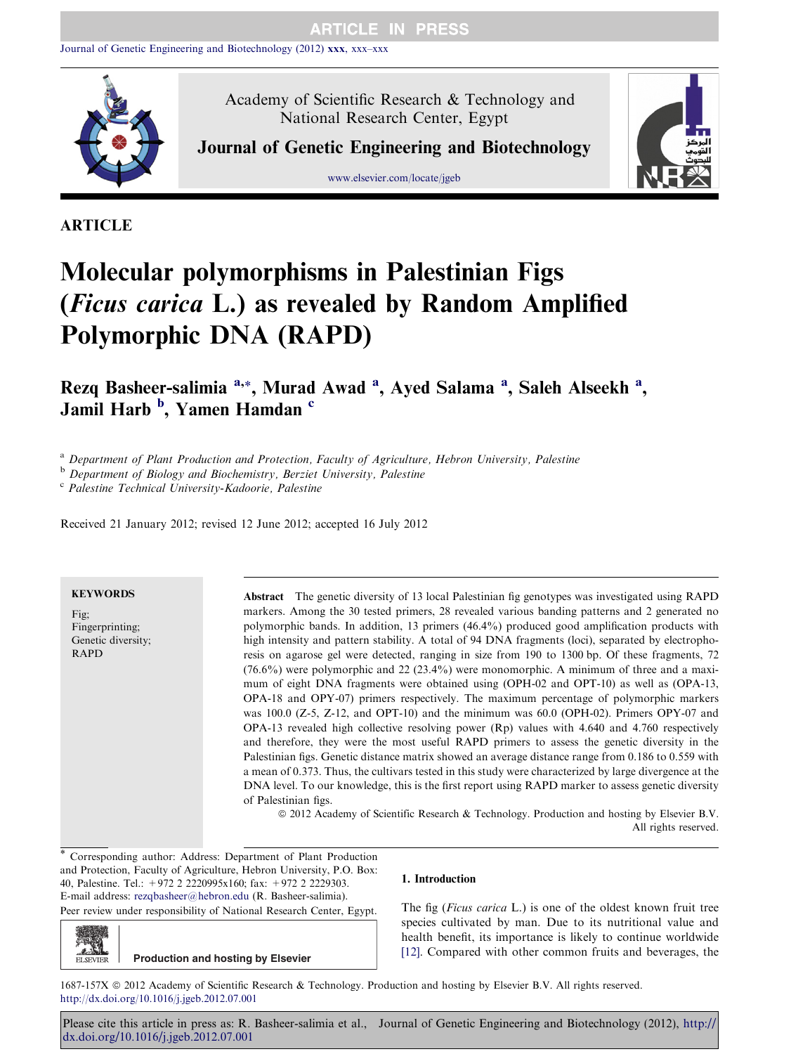ARTICLE

# Molecular polymorphisms in Palestinian Figs (*Ficus carica* L.) as revealed by Random Amplified Polymorphic DNA (RAPD)

**Rezq Basheer-salimia [a,*], Murad Awad [a], Ayed Salama [a], Saleh Alseekh [a], Jamil Harb [b], Yamen Hamdan [c]**

[a] *Department of Plant Production and Protection, Faculty of Agriculture, Hebron University, Palestine*
[b] *Department of Biology and Biochemistry, Berziet University, Palestine*
[c] *Palestine Technical University-Kadoorie, Palestine*

Received 21 January 2012; revised 12 June 2012; accepted 16 July 2012

**KEYWORDS**

Fig;
Fingerprinting;
Genetic diversity;
RAPD

**Abstract** The genetic diversity of 13 local Palestinian fig genotypes was investigated using RAPD markers. Among the 30 tested primers, 28 revealed various banding patterns and 2 generated no polymorphic bands. In addition, 13 primers (46.4%) produced good amplification products with high intensity and pattern stability. A total of 94 DNA fragments (loci), separated by electrophoresis on agarose gel were detected, ranging in size from 190 to 1300 bp. Of these fragments, 72 (76.6%) were polymorphic and 22 (23.4%) were monomorphic. A minimum of three and a maximum of eight DNA fragments were obtained using (OPH-02 and OPT-10) as well as (OPA-13, OPA-18 and OPY-07) primers respectively. The maximum percentage of polymorphic markers was 100.0 (Z-5, Z-12, and OPT-10) and the minimum was 60.0 (OPH-02). Primers OPY-07 and OPA-13 revealed high collective resolving power (Rp) values with 4.640 and 4.760 respectively and therefore, they were the most useful RAPD primers to assess the genetic diversity in the Palestinian figs. Genetic distance matrix showed an average distance range from 0.186 to 0.559 with a mean of 0.373. Thus, the cultivars tested in this study were characterized by large divergence at the DNA level. To our knowledge, this is the first report using RAPD marker to assess genetic diversity of Palestinian figs.

© 2012 Academy of Scientific Research & Technology. Production and hosting by Elsevier B.V. All rights reserved.

\* Corresponding author: Address: Department of Plant Production and Protection, Faculty of Agriculture, Hebron University, P.O. Box: 40, Palestine. Tel.: +972 2 2220995x160; fax: +972 2 2229303.
E-mail address: rezqbasheer@hebron.edu (R. Basheer-salimia).
Peer review under responsibility of National Research Center, Egypt.

Production and hosting by Elsevier

## 1. Introduction

The fig (*Ficus carica* L.) is one of the oldest known fruit tree species cultivated by man. Due to its nutritional value and health benefit, its importance is likely to continue worldwide [12]. Compared with other common fruits and beverages, the

1687-157X © 2012 Academy of Scientific Research & Technology. Production and hosting by Elsevier B.V. All rights reserved.
http://dx.doi.org/10.1016/j.jgeb.2012.07.001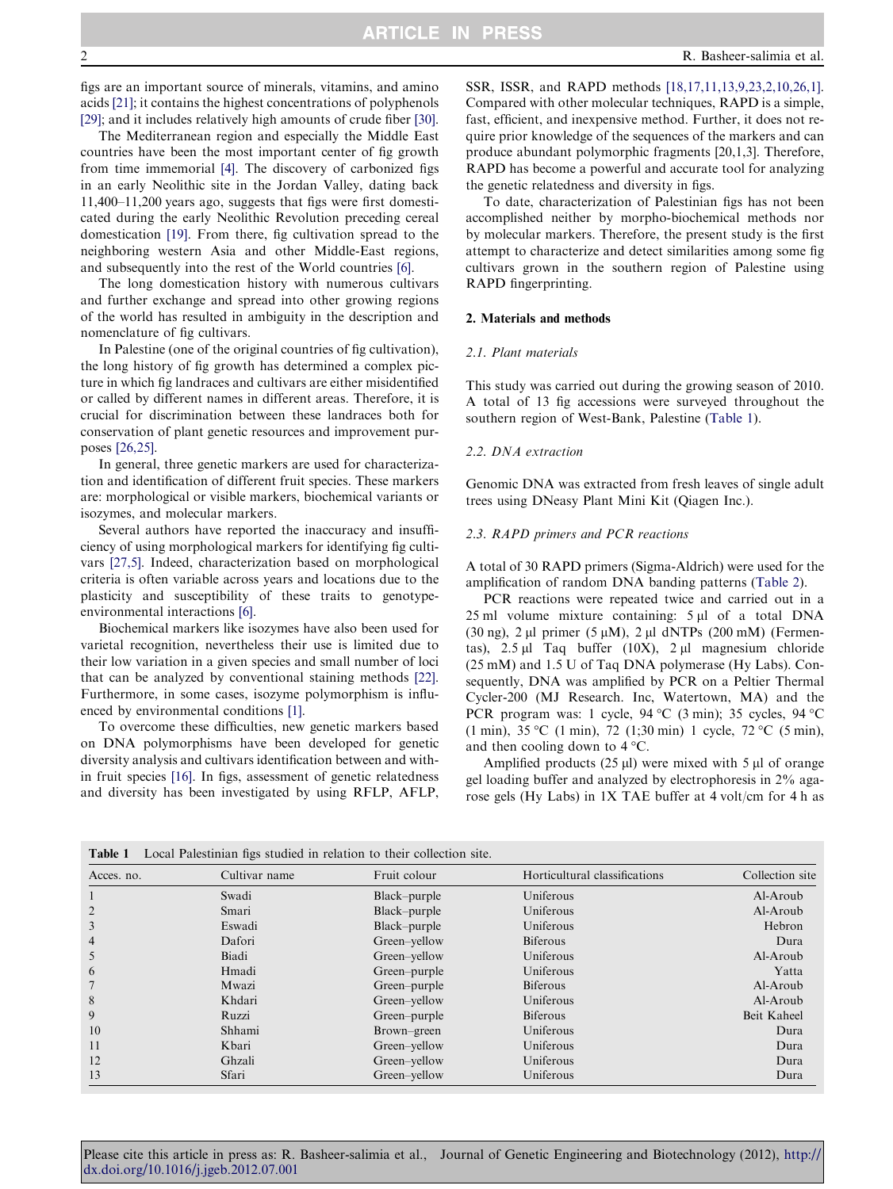figs are an important source of minerals, vitamins, and amino acids [21]; it contains the highest concentrations of polyphenols [29]; and it includes relatively high amounts of crude fiber [30].

The Mediterranean region and especially the Middle East countries have been the most important center of fig growth from time immemorial [4]. The discovery of carbonized figs in an early Neolithic site in the Jordan Valley, dating back 11,400–11,200 years ago, suggests that figs were first domesticated during the early Neolithic Revolution preceding cereal domestication [19]. From there, fig cultivation spread to the neighboring western Asia and other Middle-East regions, and subsequently into the rest of the World countries [6].

The long domestication history with numerous cultivars and further exchange and spread into other growing regions of the world has resulted in ambiguity in the description and nomenclature of fig cultivars.

In Palestine (one of the original countries of fig cultivation), the long history of fig growth has determined a complex picture in which fig landraces and cultivars are either misidentified or called by different names in different areas. Therefore, it is crucial for discrimination between these landraces both for conservation of plant genetic resources and improvement purposes [26,25].

In general, three genetic markers are used for characterization and identification of different fruit species. These markers are: morphological or visible markers, biochemical variants or isozymes, and molecular markers.

Several authors have reported the inaccuracy and insufficiency of using morphological markers for identifying fig cultivars [27,5]. Indeed, characterization based on morphological criteria is often variable across years and locations due to the plasticity and susceptibility of these traits to genotype-environmental interactions [6].

Biochemical markers like isozymes have also been used for varietal recognition, nevertheless their use is limited due to their low variation in a given species and small number of loci that can be analyzed by conventional staining methods [22]. Furthermore, in some cases, isozyme polymorphism is influenced by environmental conditions [1].

To overcome these difficulties, new genetic markers based on DNA polymorphisms have been developed for genetic diversity analysis and cultivars identification between and within fruit species [16]. In figs, assessment of genetic relatedness and diversity has been investigated by using RFLP, AFLP, SSR, ISSR, and RAPD methods [18,17,11,13,9,23,2,10,26,1]. Compared with other molecular techniques, RAPD is a simple, fast, efficient, and inexpensive method. Further, it does not require prior knowledge of the sequences of the markers and can produce abundant polymorphic fragments [20,1,3]. Therefore, RAPD has become a powerful and accurate tool for analyzing the genetic relatedness and diversity in figs.

To date, characterization of Palestinian figs has not been accomplished neither by morpho-biochemical methods nor by molecular markers. Therefore, the present study is the first attempt to characterize and detect similarities among some fig cultivars grown in the southern region of Palestine using RAPD fingerprinting.

## 2. Materials and methods

### 2.1. Plant materials

This study was carried out during the growing season of 2010. A total of 13 fig accessions were surveyed throughout the southern region of West-Bank, Palestine (Table 1).

### 2.2. DNA extraction

Genomic DNA was extracted from fresh leaves of single adult trees using DNeasy Plant Mini Kit (Qiagen Inc.).

### 2.3. RAPD primers and PCR reactions

A total of 30 RAPD primers (Sigma-Aldrich) were used for the amplification of random DNA banding patterns (Table 2).

PCR reactions were repeated twice and carried out in a 25 ml volume mixture containing: 5 μl of a total DNA (30 ng), 2 μl primer (5 μM), 2 μl dNTPs (200 mM) (Fermentas), 2.5 μl Taq buffer (10X), 2 μl magnesium chloride (25 mM) and 1.5 U of Taq DNA polymerase (Hy Labs). Consequently, DNA was amplified by PCR on a Peltier Thermal Cycler-200 (MJ Research. Inc, Watertown, MA) and the PCR program was: 1 cycle, 94 °C (3 min); 35 cycles, 94 °C (1 min), 35 °C (1 min), 72 (1;30 min) 1 cycle, 72 °C (5 min), and then cooling down to 4 °C.

Amplified products (25 μl) were mixed with 5 μl of orange gel loading buffer and analyzed by electrophoresis in 2% agarose gels (Hy Labs) in 1X TAE buffer at 4 volt/cm for 4 h as

**Table 1** Local Palestinian figs studied in relation to their collection site.

| Acces. no. | Cultivar name | Fruit colour | Horticultural classifications | Collection site |
|---|---|---|---|---|
| 1 | Swadi | Black–purple | Uniferous | Al-Aroub |
| 2 | Smari | Black–purple | Uniferous | Al-Aroub |
| 3 | Eswadi | Black–purple | Uniferous | Hebron |
| 4 | Dafori | Green–yellow | Biferous | Dura |
| 5 | Biadi | Green–yellow | Uniferous | Al-Aroub |
| 6 | Hmadi | Green–purple | Uniferous | Yatta |
| 7 | Mwazi | Green–purple | Biferous | Al-Aroub |
| 8 | Khdari | Green–yellow | Uniferous | Al-Aroub |
| 9 | Ruzzi | Green–purple | Biferous | Beit Kaheel |
| 10 | Shhami | Brown–green | Uniferous | Dura |
| 11 | Kbari | Green–yellow | Uniferous | Dura |
| 12 | Ghzali | Green–yellow | Uniferous | Dura |
| 13 | Sfari | Green–yellow | Uniferous | Dura |

Please cite this article in press as: R. Basheer-salimia et al., Journal of Genetic Engineering and Biotechnology (2012), http://dx.doi.org/10.1016/j.jgeb.2012.07.001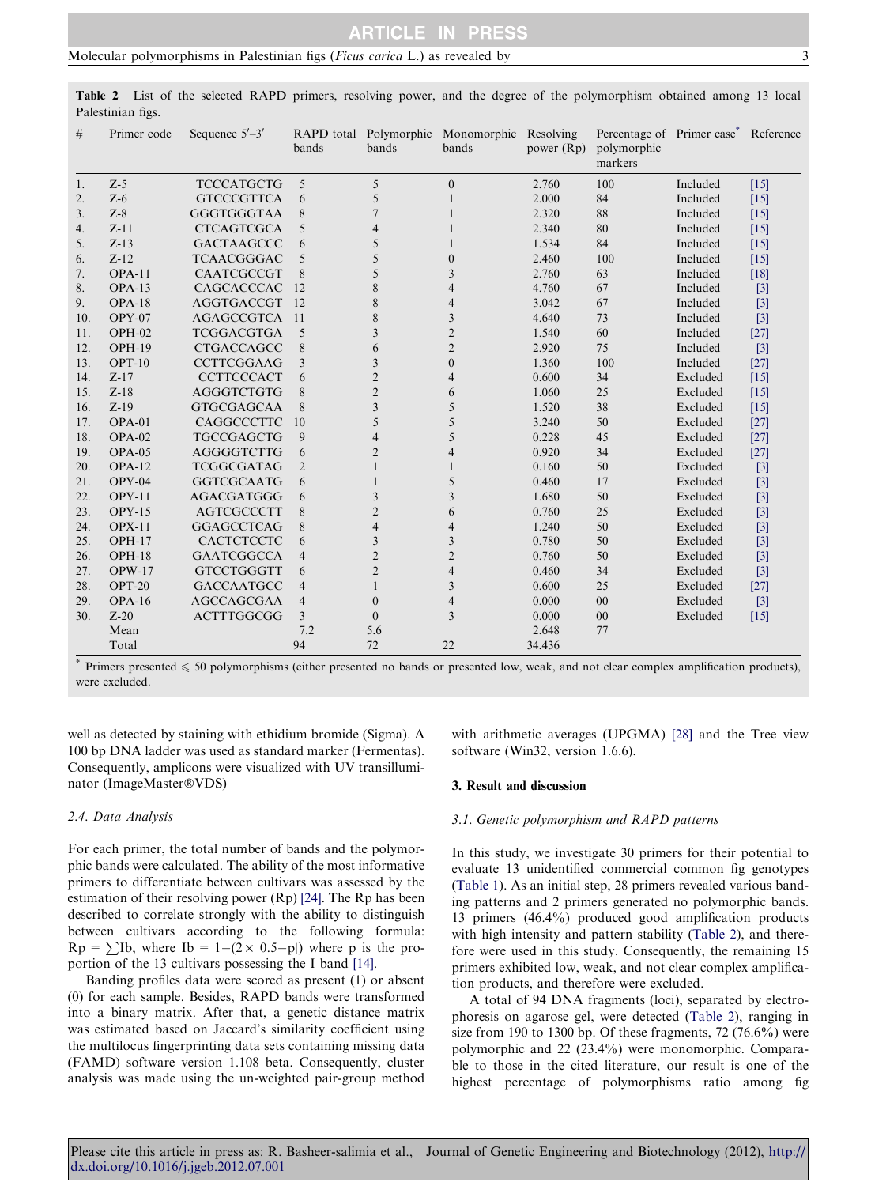**Table 2** List of the selected RAPD primers, resolving power, and the degree of the polymorphism obtained among 13 local Palestinian figs.

| # | Primer code | Sequence 5′–3′ | RAPD total bands | Polymorphic bands | Monomorphic bands | Resolving power (Rp) | Percentage of polymorphic markers | Primer case* | Reference |
|---|---|---|---|---|---|---|---|---|---|
| 1. | Z-5 | TCCCATGCTG | 5 | 5 | 0 | 2.760 | 100 | Included | [15] |
| 2. | Z-6 | GTCCCGTTCA | 6 | 5 | 1 | 2.000 | 84 | Included | [15] |
| 3. | Z-8 | GGGTGGGTAA | 8 | 7 | 1 | 2.320 | 88 | Included | [15] |
| 4. | Z-11 | CTCAGTCGCA | 5 | 4 | 1 | 2.340 | 80 | Included | [15] |
| 5. | Z-13 | GACTAAGCCC | 6 | 5 | 1 | 1.534 | 84 | Included | [15] |
| 6. | Z-12 | TCAACGGGAC | 5 | 5 | 0 | 2.460 | 100 | Included | [15] |
| 7. | OPA-11 | CAATCGCCGT | 8 | 5 | 3 | 2.760 | 63 | Included | [18] |
| 8. | OPA-13 | CAGCACCCAC | 12 | 8 | 4 | 4.760 | 67 | Included | [3] |
| 9. | OPA-18 | AGGTGACCGT | 12 | 8 | 4 | 3.042 | 67 | Included | [3] |
| 10. | OPY-07 | AGAGCCGTCA | 11 | 8 | 3 | 4.640 | 73 | Included | [3] |
| 11. | OPH-02 | TCGGACGTGA | 5 | 3 | 2 | 1.540 | 60 | Included | [27] |
| 12. | OPH-19 | CTGACCAGCC | 8 | 6 | 2 | 2.920 | 75 | Included | [3] |
| 13. | OPT-10 | CCTTCGGAAG | 3 | 3 | 0 | 1.360 | 100 | Included | [27] |
| 14. | Z-17 | CCTTCCCACT | 6 | 2 | 4 | 0.600 | 34 | Excluded | [15] |
| 15. | Z-18 | AGGGTCTGTG | 8 | 2 | 6 | 1.060 | 25 | Excluded | [15] |
| 16. | Z-19 | GTGCGAGCAA | 8 | 3 | 5 | 1.520 | 38 | Excluded | [15] |
| 17. | OPA-01 | CAGGCCCTTC | 10 | 5 | 5 | 3.240 | 50 | Excluded | [27] |
| 18. | OPA-02 | TGCCGAGCTG | 9 | 4 | 5 | 0.228 | 45 | Excluded | [27] |
| 19. | OPA-05 | AGGGGTCTTG | 6 | 2 | 4 | 0.920 | 34 | Excluded | [27] |
| 20. | OPA-12 | TCGGCGATAG | 2 | 1 | 1 | 0.160 | 50 | Excluded | [3] |
| 21. | OPY-04 | GGTCGCAATG | 6 | 1 | 5 | 0.460 | 17 | Excluded | [3] |
| 22. | OPY-11 | AGACGATGGG | 6 | 3 | 3 | 1.680 | 50 | Excluded | [3] |
| 23. | OPY-15 | AGTCGCCCTT | 8 | 2 | 6 | 0.760 | 25 | Excluded | [3] |
| 24. | OPX-11 | GGAGCCTCAG | 8 | 4 | 4 | 1.240 | 50 | Excluded | [3] |
| 25. | OPH-17 | CACTCTCCTC | 6 | 3 | 3 | 0.780 | 50 | Excluded | [3] |
| 26. | OPH-18 | GAATCGGCCA | 4 | 2 | 2 | 0.760 | 50 | Excluded | [3] |
| 27. | OPW-17 | GTCCTGGGTT | 6 | 2 | 4 | 0.460 | 34 | Excluded | [3] |
| 28. | OPT-20 | GACCAATGCC | 4 | 1 | 3 | 0.600 | 25 | Excluded | [27] |
| 29. | OPA-16 | AGCCAGCGAA | 4 | 0 | 4 | 0.000 | 00 | Excluded | [3] |
| 30. | Z-20 | ACTTTGGCGG | 3 | 0 | 3 | 0.000 | 00 | Excluded | [15] |
| | Mean | | 7.2 | 5.6 | | 2.648 | 77 | | |
| | Total | | 94 | 72 | 22 | 34.436 | | | |

\* Primers presented ⩽ 50 polymorphisms (either presented no bands or presented low, weak, and not clear complex amplification products), were excluded.

well as detected by staining with ethidium bromide (Sigma). A 100 bp DNA ladder was used as standard marker (Fermentas). Consequently, amplicons were visualized with UV transilluminator (ImageMaster®VDS)

### 2.4. Data Analysis

For each primer, the total number of bands and the polymorphic bands were calculated. The ability of the most informative primers to differentiate between cultivars was assessed by the estimation of their resolving power (Rp) [24]. The Rp has been described to correlate strongly with the ability to distinguish between cultivars according to the following formula: $Rp = \sum Ib$, where $Ib = 1-(2\times|0.5-p|)$ where p is the proportion of the 13 cultivars possessing the I band [14].

Banding profiles data were scored as present (1) or absent (0) for each sample. Besides, RAPD bands were transformed into a binary matrix. After that, a genetic distance matrix was estimated based on Jaccard's similarity coefficient using the multilocus fingerprinting data sets containing missing data (FAMD) software version 1.108 beta. Consequently, cluster analysis was made using the un-weighted pair-group method with arithmetic averages (UPGMA) [28] and the Tree view software (Win32, version 1.6.6).

## 3. Result and discussion

### 3.1. Genetic polymorphism and RAPD patterns

In this study, we investigate 30 primers for their potential to evaluate 13 unidentified commercial common fig genotypes (Table 1). As an initial step, 28 primers revealed various banding patterns and 2 primers generated no polymorphic bands. 13 primers (46.4%) produced good amplification products with high intensity and pattern stability (Table 2), and therefore were used in this study. Consequently, the remaining 15 primers exhibited low, weak, and not clear complex amplification products, and therefore were excluded.

A total of 94 DNA fragments (loci), separated by electrophoresis on agarose gel, were detected (Table 2), ranging in size from 190 to 1300 bp. Of these fragments, 72 (76.6%) were polymorphic and 22 (23.4%) were monomorphic. Comparable to those in the cited literature, our result is one of the highest percentage of polymorphisms ratio among fig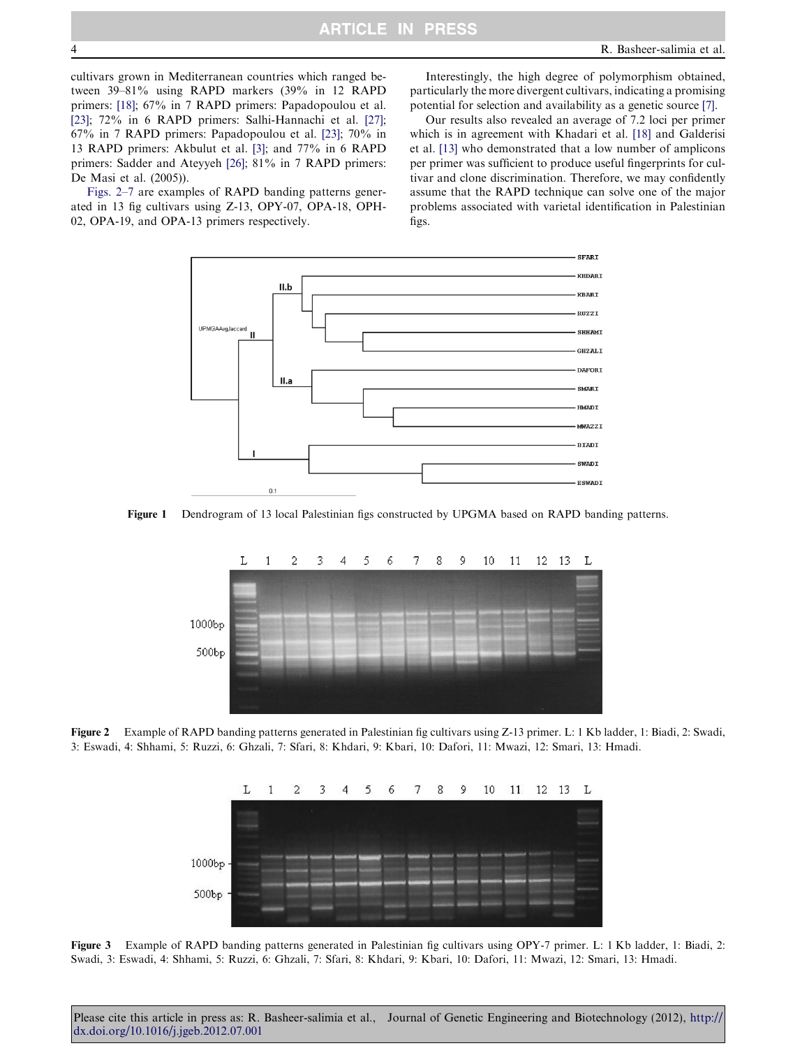cultivars grown in Mediterranean countries which ranged between 39–81% using RAPD markers (39% in 12 RAPD primers: [18]; 67% in 7 RAPD primers: Papadopoulou et al. [23]; 72% in 6 RAPD primers: Salhi-Hannachi et al. [27]; 67% in 7 RAPD primers: Papadopoulou et al. [23]; 70% in 13 RAPD primers: Akbulut et al. [3]; and 77% in 6 RAPD primers: Sadder and Ateyyeh [26]; 81% in 7 RAPD primers: De Masi et al. (2005)).

Figs. 2–7 are examples of RAPD banding patterns generated in 13 fig cultivars using Z-13, OPY-07, OPA-18, OPH-02, OPA-19, and OPA-13 primers respectively.

Interestingly, the high degree of polymorphism obtained, particularly the more divergent cultivars, indicating a promising potential for selection and availability as a genetic source [7].

Our results also revealed an average of 7.2 loci per primer which is in agreement with Khadari et al. [18] and Galderisi et al. [13] who demonstrated that a low number of amplicons per primer was sufficient to produce useful fingerprints for cultivar and clone discrimination. Therefore, we may confidently assume that the RAPD technique can solve one of the major problems associated with varietal identification in Palestinian figs.

**Figure 1** Dendrogram of 13 local Palestinian figs constructed by UPGMA based on RAPD banding patterns.

**Figure 2** Example of RAPD banding patterns generated in Palestinian fig cultivars using Z-13 primer. L: 1 Kb ladder, 1: Biadi, 2: Swadi, 3: Eswadi, 4: Shhami, 5: Ruzzi, 6: Ghzali, 7: Sfari, 8: Khdari, 9: Kbari, 10: Dafori, 11: Mwazi, 12: Smari, 13: Hmadi.

**Figure 3** Example of RAPD banding patterns generated in Palestinian fig cultivars using OPY-7 primer. L: 1 Kb ladder, 1: Biadi, 2: Swadi, 3: Eswadi, 4: Shhami, 5: Ruzzi, 6: Ghzali, 7: Sfari, 8: Khdari, 9: Kbari, 10: Dafori, 11: Mwazi, 12: Smari, 13: Hmadi.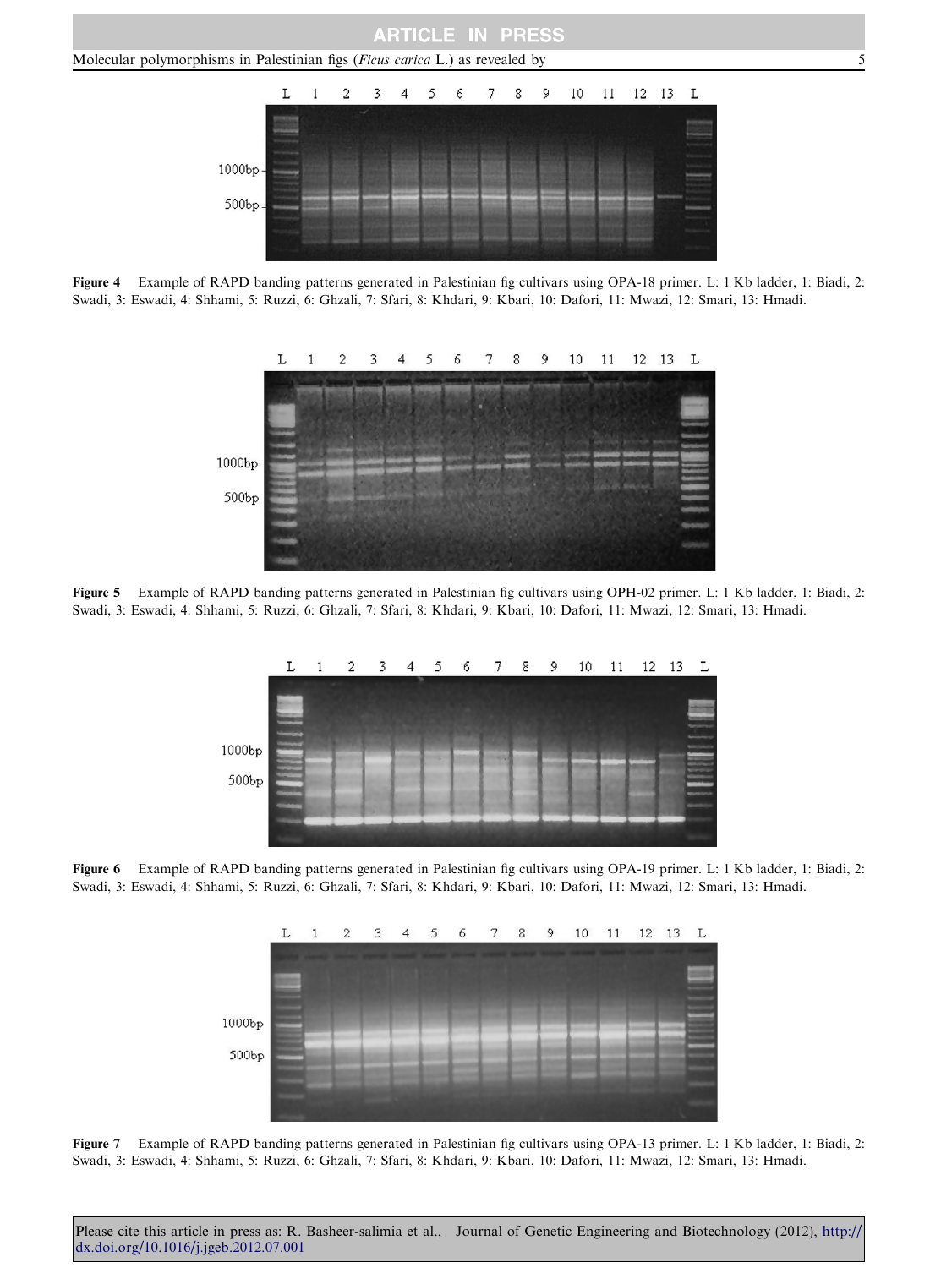Figure 4 Example of RAPD banding patterns generated in Palestinian fig cultivars using OPA-18 primer. L: 1 Kb ladder, 1: Biadi, 2: Swadi, 3: Eswadi, 4: Shhami, 5: Ruzzi, 6: Ghzali, 7: Sfari, 8: Khdari, 9: Kbari, 10: Dafori, 11: Mwazi, 12: Smari, 13: Hmadi.

Figure 5 Example of RAPD banding patterns generated in Palestinian fig cultivars using OPH-02 primer. L: 1 Kb ladder, 1: Biadi, 2: Swadi, 3: Eswadi, 4: Shhami, 5: Ruzzi, 6: Ghzali, 7: Sfari, 8: Khdari, 9: Kbari, 10: Dafori, 11: Mwazi, 12: Smari, 13: Hmadi.

Figure 6 Example of RAPD banding patterns generated in Palestinian fig cultivars using OPA-19 primer. L: 1 Kb ladder, 1: Biadi, 2: Swadi, 3: Eswadi, 4: Shhami, 5: Ruzzi, 6: Ghzali, 7: Sfari, 8: Khdari, 9: Kbari, 10: Dafori, 11: Mwazi, 12: Smari, 13: Hmadi.

Figure 7 Example of RAPD banding patterns generated in Palestinian fig cultivars using OPA-13 primer. L: 1 Kb ladder, 1: Biadi, 2: Swadi, 3: Eswadi, 4: Shhami, 5: Ruzzi, 6: Ghzali, 7: Sfari, 8: Khdari, 9: Kbari, 10: Dafori, 11: Mwazi, 12: Smari, 13: Hmadi.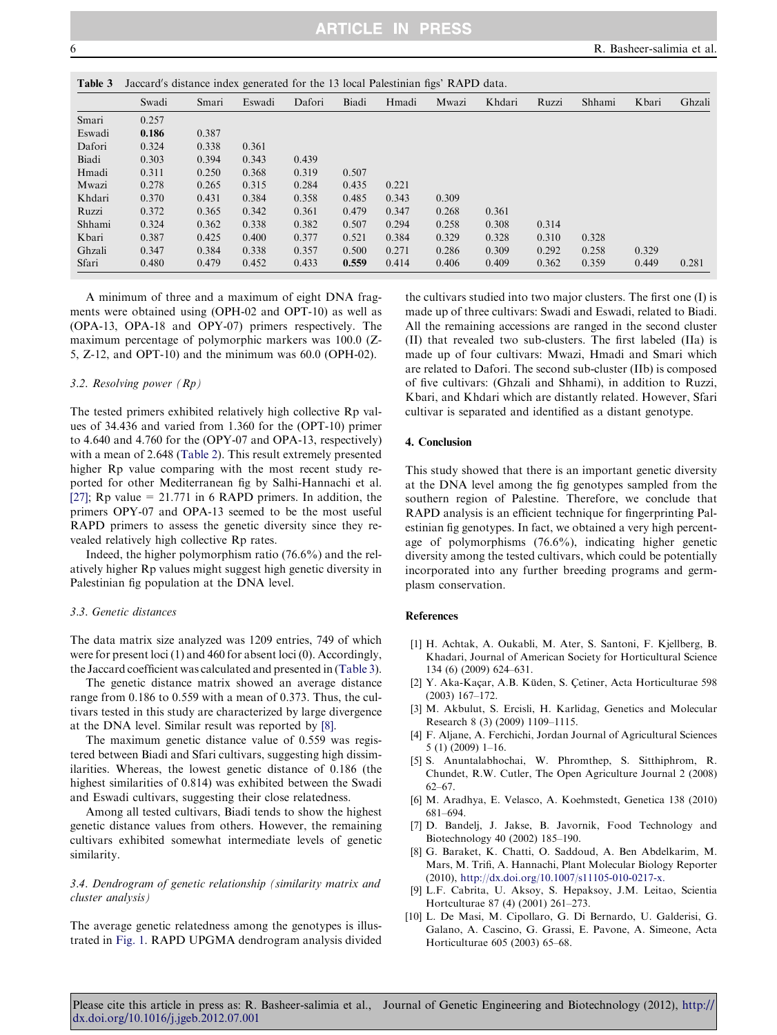**Table 3** Jaccard's distance index generated for the 13 local Palestinian figs' RAPD data.

| | Swadi | Smari | Eswadi | Dafori | Biadi | Hmadi | Mwazi | Khdari | Ruzzi | Shhami | Kbari | Ghzali |
|---|---|---|---|---|---|---|---|---|---|---|---|---|
| Smari | 0.257 | | | | | | | | | | | |
| Eswadi | **0.186** | 0.387 | | | | | | | | | | |
| Dafori | 0.324 | 0.338 | 0.361 | | | | | | | | | |
| Biadi | 0.303 | 0.394 | 0.343 | 0.439 | | | | | | | | |
| Hmadi | 0.311 | 0.250 | 0.368 | 0.319 | 0.507 | | | | | | | |
| Mwazi | 0.278 | 0.265 | 0.315 | 0.284 | 0.435 | 0.221 | | | | | | |
| Khdari | 0.370 | 0.431 | 0.384 | 0.358 | 0.485 | 0.343 | 0.309 | | | | | |
| Ruzzi | 0.372 | 0.365 | 0.342 | 0.361 | 0.479 | 0.347 | 0.268 | 0.361 | | | | |
| Shhami | 0.324 | 0.362 | 0.338 | 0.382 | 0.507 | 0.294 | 0.258 | 0.308 | 0.314 | | | |
| Kbari | 0.387 | 0.425 | 0.400 | 0.377 | 0.521 | 0.384 | 0.329 | 0.328 | 0.310 | 0.328 | | |
| Ghzali | 0.347 | 0.384 | 0.338 | 0.357 | 0.500 | 0.271 | 0.286 | 0.309 | 0.292 | 0.258 | 0.329 | |
| Sfari | 0.480 | 0.479 | 0.452 | 0.433 | **0.559** | 0.414 | 0.406 | 0.409 | 0.362 | 0.359 | 0.449 | 0.281 |

A minimum of three and a maximum of eight DNA fragments were obtained using (OPH-02 and OPT-10) as well as (OPA-13, OPA-18 and OPY-07) primers respectively. The maximum percentage of polymorphic markers was 100.0 (Z-5, Z-12, and OPT-10) and the minimum was 60.0 (OPH-02).

### 3.2. Resolving power (Rp)

The tested primers exhibited relatively high collective Rp values of 34.436 and varied from 1.360 for the (OPT-10) primer to 4.640 and 4.760 for the (OPY-07 and OPA-13, respectively) with a mean of 2.648 (Table 2). This result extremely presented higher Rp value comparing with the most recent study reported for other Mediterranean fig by Salhi-Hannachi et al. [27]; Rp value = 21.771 in 6 RAPD primers. In addition, the primers OPY-07 and OPA-13 seemed to be the most useful RAPD primers to assess the genetic diversity since they revealed relatively high collective Rp rates.

Indeed, the higher polymorphism ratio (76.6%) and the relatively higher Rp values might suggest high genetic diversity in Palestinian fig population at the DNA level.

### 3.3. Genetic distances

The data matrix size analyzed was 1209 entries, 749 of which were for present loci (1) and 460 for absent loci (0). Accordingly, the Jaccard coefficient was calculated and presented in (Table 3).

The genetic distance matrix showed an average distance range from 0.186 to 0.559 with a mean of 0.373. Thus, the cultivars tested in this study are characterized by large divergence at the DNA level. Similar result was reported by [8].

The maximum genetic distance value of 0.559 was registered between Biadi and Sfari cultivars, suggesting high dissimilarities. Whereas, the lowest genetic distance of 0.186 (the highest similarities of 0.814) was exhibited between the Swadi and Eswadi cultivars, suggesting their close relatedness.

Among all tested cultivars, Biadi tends to show the highest genetic distance values from others. However, the remaining cultivars exhibited somewhat intermediate levels of genetic similarity.

### 3.4. Dendrogram of genetic relationship (similarity matrix and cluster analysis)

The average genetic relatedness among the genotypes is illustrated in Fig. 1. RAPD UPGMA dendrogram analysis divided the cultivars studied into two major clusters. The first one (I) is made up of three cultivars: Swadi and Eswadi, related to Biadi. All the remaining accessions are ranged in the second cluster (II) that revealed two sub-clusters. The first labeled (IIa) is made up of four cultivars: Mwazi, Hmadi and Smari which are related to Dafori. The second sub-cluster (IIb) is composed of five cultivars: (Ghzali and Shhami), in addition to Ruzzi, Kbari, and Khdari which are distantly related. However, Sfari cultivar is separated and identified as a distant genotype.

## 4. Conclusion

This study showed that there is an important genetic diversity at the DNA level among the fig genotypes sampled from the southern region of Palestine. Therefore, we conclude that RAPD analysis is an efficient technique for fingerprinting Palestinian fig genotypes. In fact, we obtained a very high percentage of polymorphisms (76.6%), indicating higher genetic diversity among the tested cultivars, which could be potentially incorporated into any further breeding programs and germplasm conservation.

## References

[1] H. Achtak, A. Oukabli, M. Ater, S. Santoni, F. Kjellberg, B. Khadari, Journal of American Society for Horticultural Science 134 (6) (2009) 624–631.

[2] Y. Aka-Kaçar, A.B. Küden, S. Çetiner, Acta Horticulturae 598 (2003) 167–172.

[3] M. Akbulut, S. Ercisli, H. Karlidag, Genetics and Molecular Research 8 (3) (2009) 1109–1115.

[4] F. Aljane, A. Ferchichi, Jordan Journal of Agricultural Sciences 5 (1) (2009) 1–16.

[5] S. Anuntalabhochai, W. Phromthep, S. Sitthiphrom, R. Chundet, R.W. Cutler, The Open Agriculture Journal 2 (2008) 62–67.

[6] M. Aradhya, E. Velasco, A. Koehmstedt, Genetica 138 (2010) 681–694.

[7] D. Bandelj, J. Jakse, B. Javornik, Food Technology and Biotechnology 40 (2002) 185–190.

[8] G. Baraket, K. Chatti, O. Saddoud, A. Ben Abdelkarim, M. Mars, M. Trifi, A. Hannachi, Plant Molecular Biology Reporter (2010), http://dx.doi.org/10.1007/s11105-010-0217-x.

[9] L.F. Cabrita, U. Aksoy, S. Hepaksoy, J.M. Leitao, Scientia Hortculturae 87 (4) (2001) 261–273.

[10] L. De Masi, M. Cipollaro, G. Di Bernardo, U. Galderisi, G. Galano, A. Cascino, G. Grassi, E. Pavone, A. Simeone, Acta Horticulturae 605 (2003) 65–68.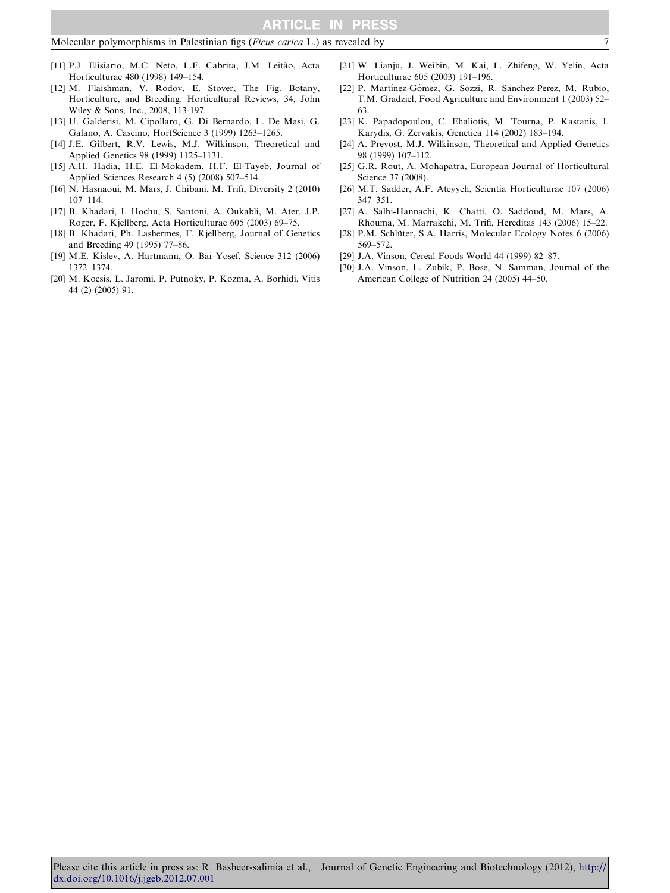[11] P.J. Elisiario, M.C. Neto, L.F. Cabrita, J.M. Leitão, Acta Horticulturae 480 (1998) 149–154.

[12] M. Flaishman, V. Rodov, E. Stover, The Fig. Botany, Horticulture, and Breeding. Horticultural Reviews, 34, John Wiley & Sons, Inc., 2008, 113-197.

[13] U. Galderisi, M. Cipollaro, G. Di Bernardo, L. De Masi, G. Galano, A. Cascino, HortScience 3 (1999) 1263–1265.

[14] J.E. Gilbert, R.V. Lewis, M.J. Wilkinson, Theoretical and Applied Genetics 98 (1999) 1125–1131.

[15] A.H. Hadia, H.E. El-Mokadem, H.F. El-Tayeb, Journal of Applied Sciences Research 4 (5) (2008) 507–514.

[16] N. Hasnaoui, M. Mars, J. Chibani, M. Trifi, Diversity 2 (2010) 107–114.

[17] B. Khadari, I. Hochu, S. Santoni, A. Oukabli, M. Ater, J.P. Roger, F. Kjellberg, Acta Horticulturae 605 (2003) 69–75.

[18] B. Khadari, Ph. Lashermes, F. Kjellberg, Journal of Genetics and Breeding 49 (1995) 77–86.

[19] M.E. Kislev, A. Hartmann, O. Bar-Yosef, Science 312 (2006) 1372–1374.

[20] M. Kocsis, L. Jaromi, P. Putnoky, P. Kozma, A. Borhidi, Vitis 44 (2) (2005) 91.

[21] W. Lianju, J. Weibin, M. Kai, L. Zhifeng, W. Yelin, Acta Horticulturae 605 (2003) 191–196.

[22] P. Martínez-Gómez, G. Sozzi, R. Sanchez-Perez, M. Rubio, T.M. Gradziel, Food Agriculture and Environment 1 (2003) 52–63.

[23] K. Papadopoulou, C. Ehaliotis, M. Tourna, P. Kastanis, I. Karydis, G. Zervakis, Genetica 114 (2002) 183–194.

[24] A. Prevost, M.J. Wilkinson, Theoretical and Applied Genetics 98 (1999) 107–112.

[25] G.R. Rout, A. Mohapatra, European Journal of Horticultural Science 37 (2008).

[26] M.T. Sadder, A.F. Ateyyeh, Scientia Horticulturae 107 (2006) 347–351.

[27] A. Salhi-Hannachi, K. Chatti, O. Saddoud, M. Mars, A. Rhouma, M. Marrakchi, M. Trifi, Hereditas 143 (2006) 15–22.

[28] P.M. Schlüter, S.A. Harris, Molecular Ecology Notes 6 (2006) 569–572.

[29] J.A. Vinson, Cereal Foods World 44 (1999) 82–87.

[30] J.A. Vinson, L. Zubik, P. Bose, N. Samman, Journal of the American College of Nutrition 24 (2005) 44–50.